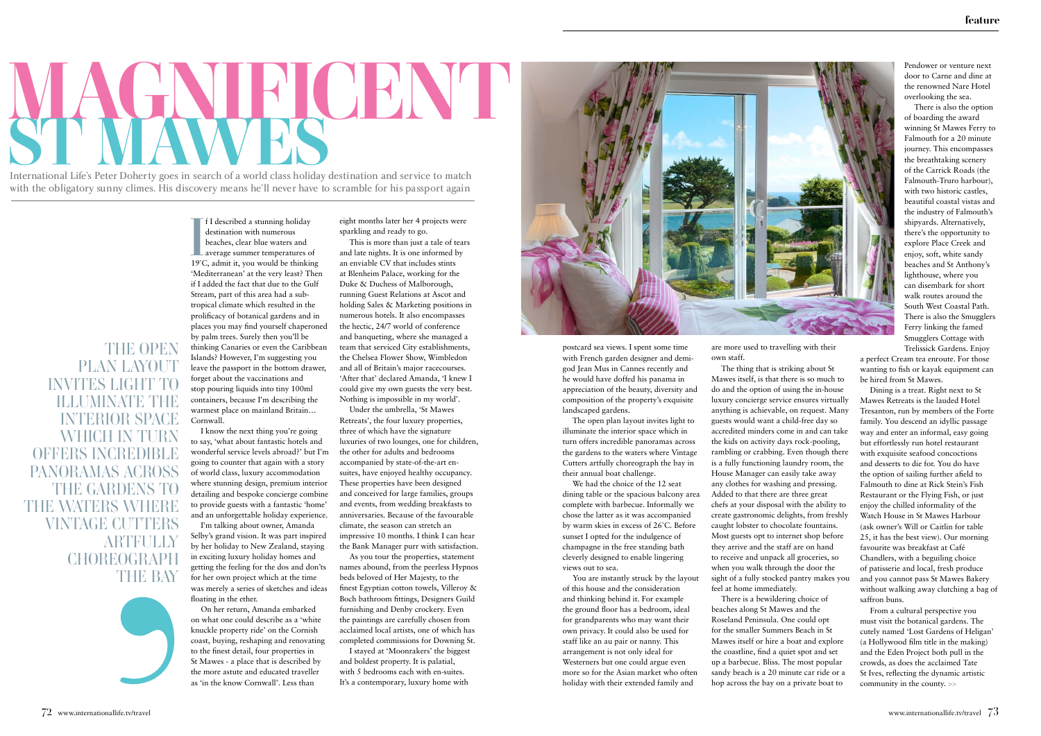# MAGNIFICENT ST MAWES

International Life's Peter Doherty goes in search of a world class holiday destination and service to match with the obligatory sunny climes. His discovery means he'll never have to scramble for his passport again

If I described a stunning holiday destination with numerous beaches, clear blue waters and average summer temperatures of 19°C, admit it, you would be thinking 'Mediterranean' at the very least? Then if I added the fact that due to the Gulf Stream, part of this area had a sub-tropical climate which resulted in the prolificacy of botanical gardens and in places you may find yourself chaperoned by palm trees. Surely then you'll be thinking Canaries or even the Caribbean Islands? However, I'm suggesting you leave the passport in the bottom drawer, forget about the vaccinations and stop pouring liquids into tiny 100ml containers, because I'm describing the warmest place on mainland Britain… Cornwall.

I know the next thing you're going to say, 'what about fantastic hotels and wonderful service levels abroad?' but I'm going to counter that again with a story of world class, luxury accommodation where stunning design, premium interior detailing and bespoke concierge combine to provide guests with a fantastic 'home' and an unforgettable holiday experience.

I'm talking about owner, Amanda Selby's grand vision. It was part inspired by her holiday to New Zealand, staying in exciting luxury holiday homes and getting the feeling for the dos and don'ts for her own project which at the time was merely a series of sketches and ideas floating in the ether.

On her return, Amanda embarked on what one could describe as a 'white knuckle property ride' on the Cornish coast, buying, reshaping and renovating to the finest detail, four properties in St Mawes - a place that is described by the more astute and educated traveller as 'in the know Cornwall'. Less than eight months later her 4 projects were sparkling and ready to go.

This is more than just a tale of tears and late nights. It is one informed by an enviable CV that includes stints at Blenheim Palace, working for the Duke & Duchess of Malborough, running Guest Relations at Ascot and holding Sales & Marketing positions in numerous hotels. It also encompasses the hectic, 24/7 world of conference and banqueting, where she managed a team that serviced City establishments, the Chelsea Flower Show, Wimbledon and all of Britain's major racecourses. 'After that' declared Amanda, 'I knew I could give my own guests the very best. Nothing is impossible in my world'.

Under the umbrella, 'St Mawes Retreats', the four luxury properties, three of which have the signature luxuries of two lounges, one for children, the other for adults and bedrooms accompanied by state-of-the-art en-suites, have enjoyed healthy occupancy. These properties have been designed and conceived for large families, groups and events, from wedding breakfasts to anniversaries. Because of the favourable climate, the season can stretch an impressive 10 months. I think I can hear the Bank Manager purr with satisfaction.

As you tour the properties, statement names abound, from the peerless Hypnos beds beloved of Her Majesty, to the finest Egyptian cotton towels, Villeroy & Boch bathroom fittings, Designers Guild furnishing and Denby crockery. Even the paintings are carefully chosen from acclaimed local artists, one of which has completed commissions for Downing St.

I stayed at 'Moonrakers' the biggest and boldest property. It is palatial, with 5 bedrooms each with en-suites. It's a contemporary, luxury home with postcard sea views. I spent some time with French garden designer and demi-god Jean Mus in Cannes recently and he would have doffed his panama in appreciation of the beauty, diversity and composition of the property's exquisite landscaped gardens.

> THE OPEN PLAN LAYOUT INVITES LIGHT TO ILLUMINATE THE INTERIOR SPACE WHICH IN TURN OFFERS INCREDIBLE PANORAMAS ACROSS THE GARDENS TO THE WATERS WHERE VINTAGE CUTTERS ARTFULLY CHOREOGRAPH THE BAY

The open plan layout invites light to illuminate the interior space which in turn offers incredible panoramas across the gardens to the waters where Vintage Cutters artfully choreograph the bay in their annual boat challenge.

We had the choice of the 12 seat dining table or the spacious balcony area complete with barbecue. Informally we chose the latter as it was accompanied by warm skies in excess of 26°C. Before sunset I opted for the indulgence of champagne in the free standing bath cleverly designed to enable lingering views out to sea.

You are instantly struck by the layout of this house and the consideration and thinking behind it. For example the ground floor has a bedroom, ideal for grandparents who may want their own privacy. It could also be used for staff like an au pair or nanny. This arrangement is not only ideal for Westerners but one could argue even more so for the Asian market who often holiday with their extended family and are more used to travelling with their own staff.

The thing that is striking about St Mawes itself, is that there is so much to do and the option of using the in-house luxury concierge service ensures virtually anything is achievable, on request. Many guests would want a child-free day so accredited minders come in and can take the kids on activity days rock-pooling, rambling or crabbing. Even though there is a fully functioning laundry room, the House Manager can easily take away any clothes for washing and pressing. Added to that there are three great chefs at your disposal with the ability to create gastronomic delights, from freshly caught lobster to chocolate fountains. Most guests opt to internet shop before they arrive and the staff are on hand to receive and unpack all groceries, so when you walk through the door the sight of a fully stocked pantry makes you feel at home immediately.

There is a bewildering choice of beaches along St Mawes and the Roseland Peninsula. One could opt for the smaller Summers Beach in St Mawes itself or hire a boat and explore the coastline, find a quiet spot and set up a barbecue. Bliss. The most popular sandy beach is a 20 minute car ride or a hop across the bay on a private boat to Pendower or venture next door to Carne and dine at the renowned Nare Hotel overlooking the sea.

There is also the option of boarding the award winning St Mawes Ferry to Falmouth for a 20 minute journey. This encompasses the breathtaking scenery of the Carrick Roads (the Falmouth-Truro harbour), with two historic castles, beautiful coastal vistas and the industry of Falmouth's shipyards. Alternatively, there's the opportunity to explore Place Creek and enjoy, soft, white sandy beaches and St Anthony's lighthouse, where you can disembark for short walk routes around the South West Coastal Path. There is also the Smugglers Ferry linking the famed Smugglers Cottage with Trelissick Gardens. Enjoy a perfect Cream tea enroute. For those wanting to fish or kayak equipment can be hired from St Mawes.

Dining is a treat. Right next to St Mawes Retreats is the lauded Hotel Tresanton, run by members of the Forte family. You descend an idyllic passage way and enter an informal, easy going but effortlessly run hotel restaurant with exquisite seafood concoctions and desserts to die for. You do have the option of sailing further afield to Falmouth to dine at Rick Stein's Fish Restaurant or the Flying Fish, or just enjoy the chilled informality of the Watch House in St Mawes Harbour (ask owner's Will or Caitlin for table 25, it has the best view). Our morning favourite was breakfast at Café Chandlers, with a beguiling choice of patisserie and local, fresh produce and you cannot pass St Mawes Bakery without walking away clutching a bag of saffron buns.

From a cultural perspective you must visit the botanical gardens. The cutely named 'Lost Gardens of Heligan' (a Hollywood film title in the making) and the Eden Project both pull in the crowds, as does the acclaimed Tate St Ives, reflecting the dynamic artistic community in the county. >>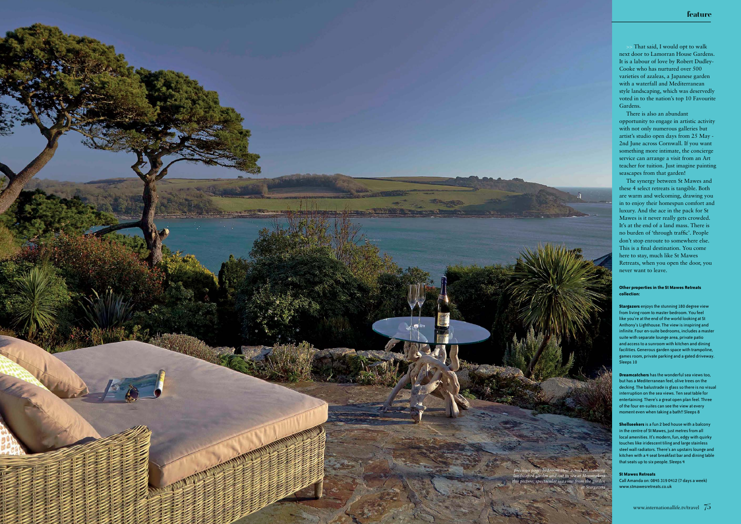>> That said, I would opt to walk next door to Lamorran House Gardens. It is a labour of love by Robert Dudley-Cooke who has nurtured over 500 varieties of azaleas, a Japanese garden with a waterfall and Mediterranean style landscaping, which was deservedly voted in to the nation's top 10 Favourite Gardens.

There is also an abundant opportunity to engage in artistic activity with not only numerous galleries but artist's studio open days from 25 May - 2nd June across Cornwall. If you want something more intimate, the concierge service can arrange a visit from an Art teacher for tuition. Just imagine painting seascapes from that garden!

The synergy between St Mawes and these 4 select retreats is tangible. Both are warm and welcoming, drawing you in to enjoy their homespun comfort and luxury. And the ace in the pack for St Mawes is it never really gets crowded. It's at the end of a land mass. There is no burden of 'through traffic'. People don't stop enroute to somewhere else. This is a final destination. You come here to stay, much like St Mawes Retreats, when you open the door, you never want to leave.

**Other properties in the St Mawes Retreats collection:**

**Stargazers** enjoys the stunning 180 degree view from living room to master bedroom. You feel like you're at the end of the world looking at St Anthony's Lighthouse. The view is inspiring and infinite. Four en-suite bedrooms, includes a master suite with separate lounge area, private patio and access to a sunroom with kitchen and dining facilities. Generous garden space with trampoline, games room, private parking and a gated driveway. Sleeps 10

**Dreamcatchers** has the wonderful sea views too, but has a Mediterranean feel, olive trees on the decking. The balustrade is glass so there is no visual interruption on the sea views. Ten seat table for entertaining. There's a great open plan feel. Three of the four en-suites can see the view at every moment even when taking a bath!! Sleeps 8

**Shellseekers** is a fun 2 bed house with a balcony in the centre of St Mawes, just metres from all local amenities. It's modern, fun, edgy with quirky touches like iridescent tiling and large stainless steel wall radiators. There's an upstairs lounge and kitchen with a 4 seat breakfast bar and dining table that seats up to six people. Sleeps 4

**St Mawes Retreats**
Call Amanda on: 0845 319 0412 (7 days a week)
www.stmawesretreats.co.uk

*previous page: bedroom view across its stunning landscaped garden and out to sea at Moonrakers*
*this picture: spectacular sea view from the garden at Stargazers*